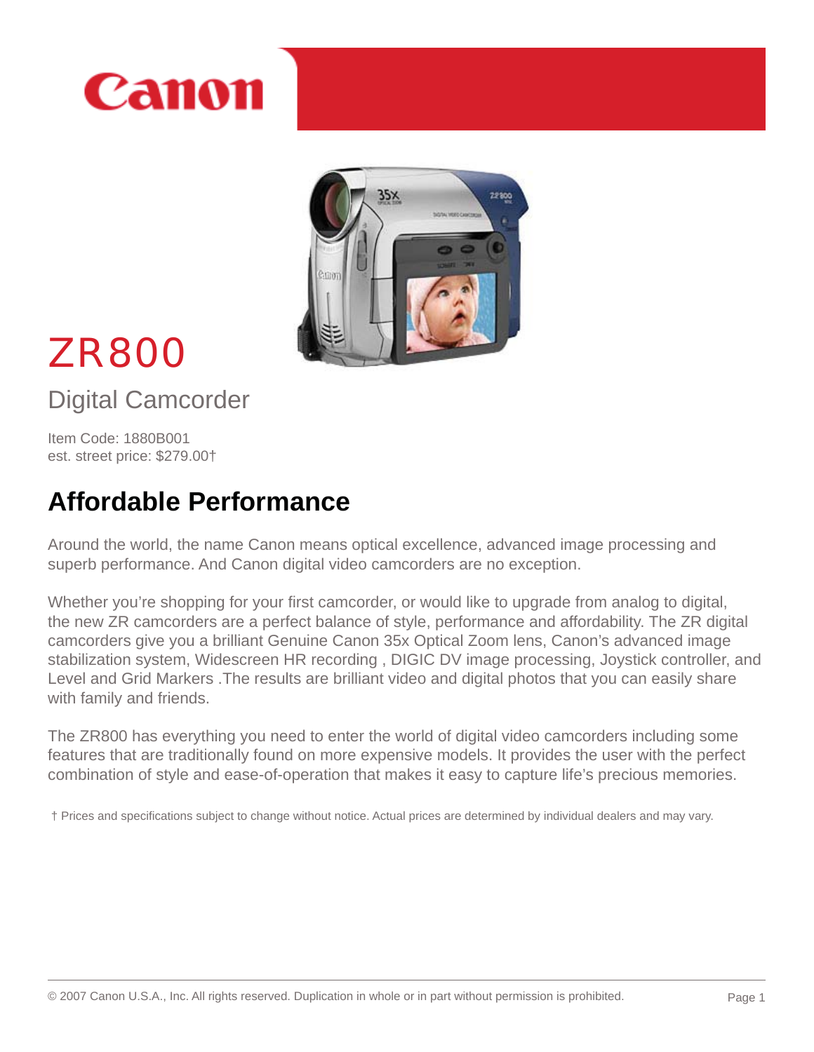# ZR800

## Digital Camcorder

Item Code: 1880B001
est. street price: $279.00†

## Affordable Performance

Around the world, the name Canon means optical excellence, advanced image processing and superb performance. And Canon digital video camcorders are no exception.

Whether you're shopping for your first camcorder, or would like to upgrade from analog to digital, the new ZR camcorders are a perfect balance of style, performance and affordability. The ZR digital camcorders give you a brilliant Genuine Canon 35x Optical Zoom lens, Canon's advanced image stabilization system, Widescreen HR recording , DIGIC DV image processing, Joystick controller, and Level and Grid Markers .The results are brilliant video and digital photos that you can easily share with family and friends.

The ZR800 has everything you need to enter the world of digital video camcorders including some features that are traditionally found on more expensive models. It provides the user with the perfect combination of style and ease-of-operation that makes it easy to capture life's precious memories.

† Prices and specifications subject to change without notice. Actual prices are determined by individual dealers and may vary.

© 2007 Canon U.S.A., Inc. All rights reserved. Duplication in whole or in part without permission is prohibited.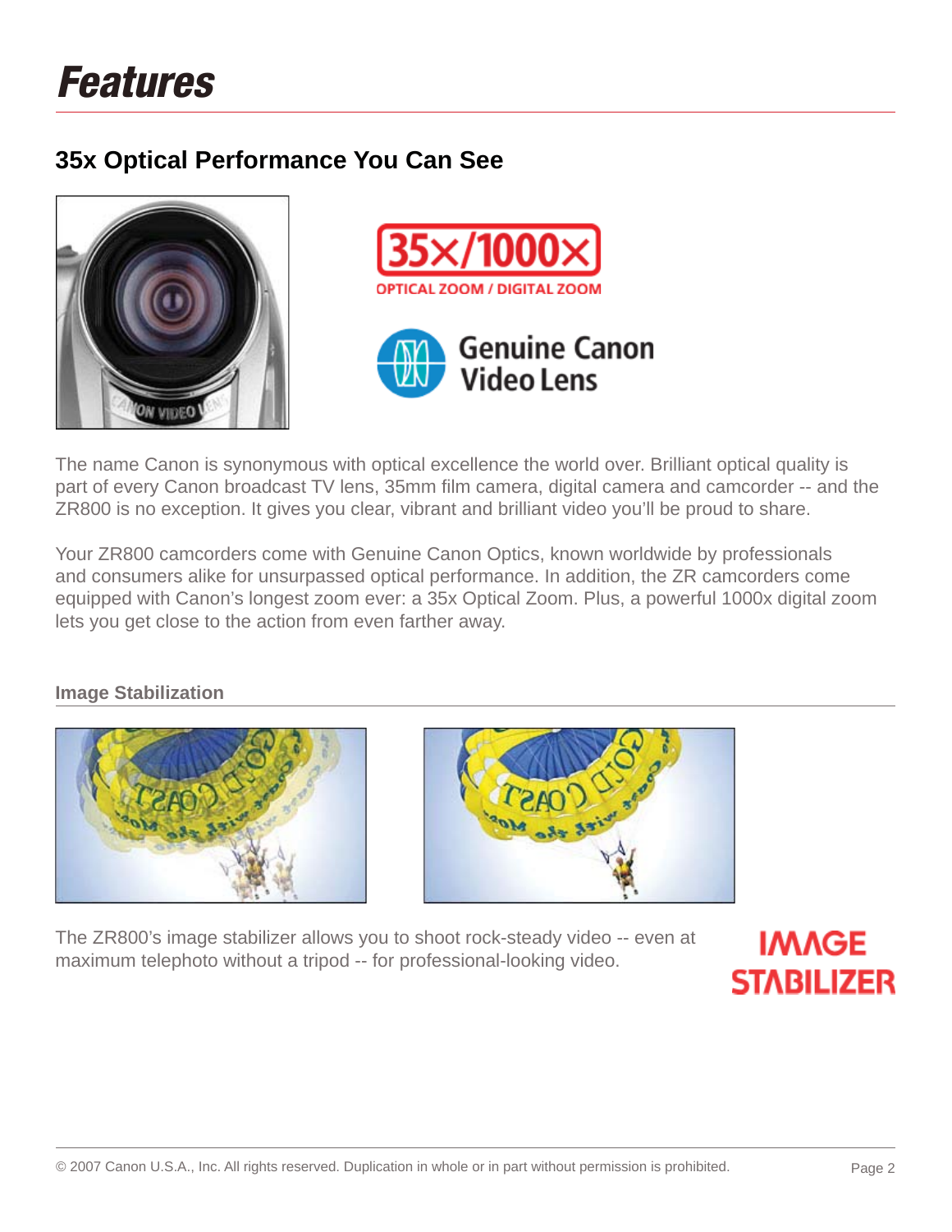# Features

## 35x Optical Performance You Can See

35x/1000x

OPTICAL ZOOM / DIGITAL ZOOM

Genuine Canon Video Lens

The name Canon is synonymous with optical excellence the world over. Brilliant optical quality is part of every Canon broadcast TV lens, 35mm film camera, digital camera and camcorder -- and the ZR800 is no exception. It gives you clear, vibrant and brilliant video you'll be proud to share.

Your ZR800 camcorders come with Genuine Canon Optics, known worldwide by professionals and consumers alike for unsurpassed optical performance. In addition, the ZR camcorders come equipped with Canon's longest zoom ever: a 35x Optical Zoom. Plus, a powerful 1000x digital zoom lets you get close to the action from even farther away.

### Image Stabilization

The ZR800's image stabilizer allows you to shoot rock-steady video -- even at maximum telephoto without a tripod -- for professional-looking video.

IMAGE STABILIZER

© 2007 Canon U.S.A., Inc. All rights reserved. Duplication in whole or in part without permission is prohibited.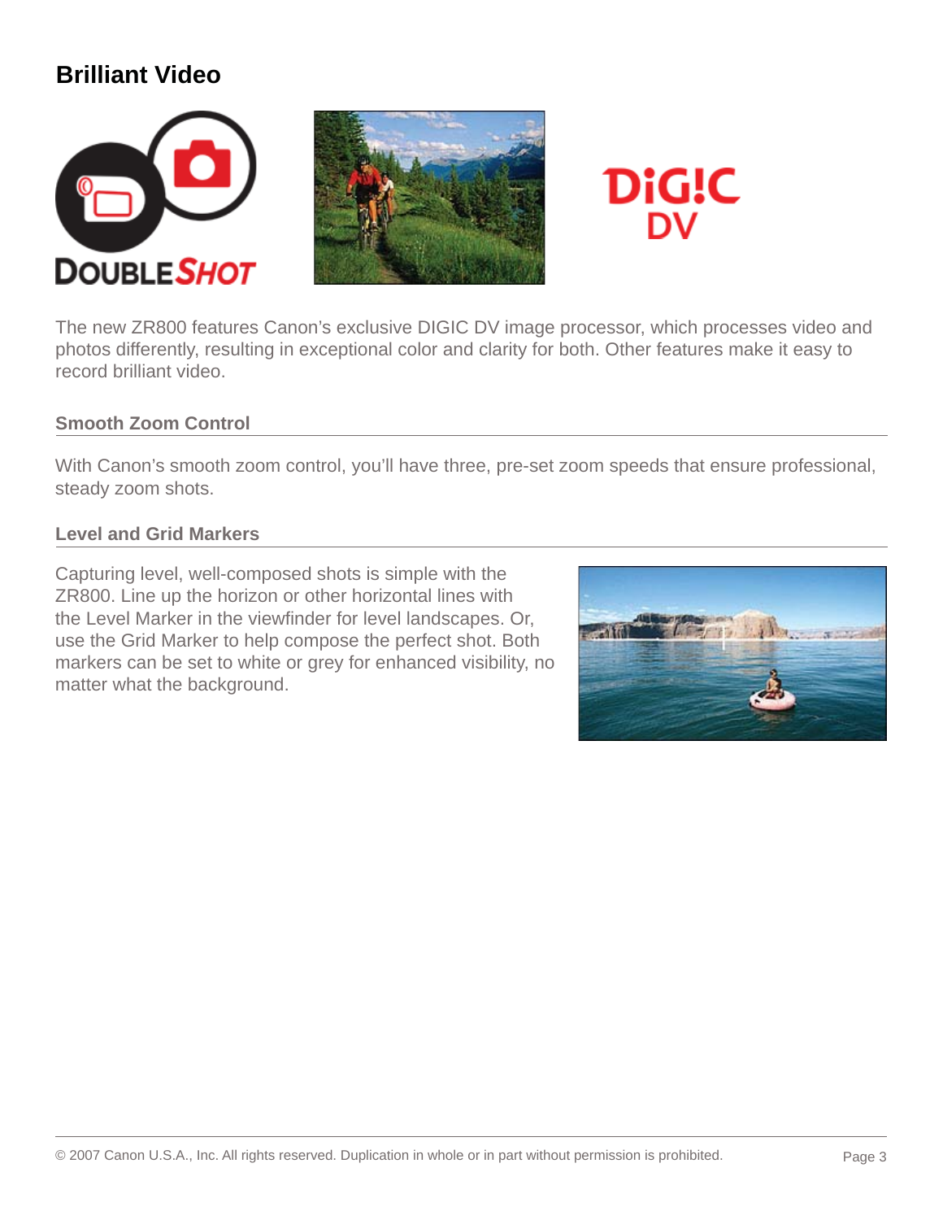## Brilliant Video

The new ZR800 features Canon's exclusive DIGIC DV image processor, which processes video and photos differently, resulting in exceptional color and clarity for both. Other features make it easy to record brilliant video.

### Smooth Zoom Control

With Canon's smooth zoom control, you'll have three, pre-set zoom speeds that ensure professional, steady zoom shots.

### Level and Grid Markers

Capturing level, well-composed shots is simple with the ZR800. Line up the horizon or other horizontal lines with the Level Marker in the viewfinder for level landscapes. Or, use the Grid Marker to help compose the perfect shot. Both markers can be set to white or grey for enhanced visibility, no matter what the background.

© 2007 Canon U.S.A., Inc. All rights reserved. Duplication in whole or in part without permission is prohibited.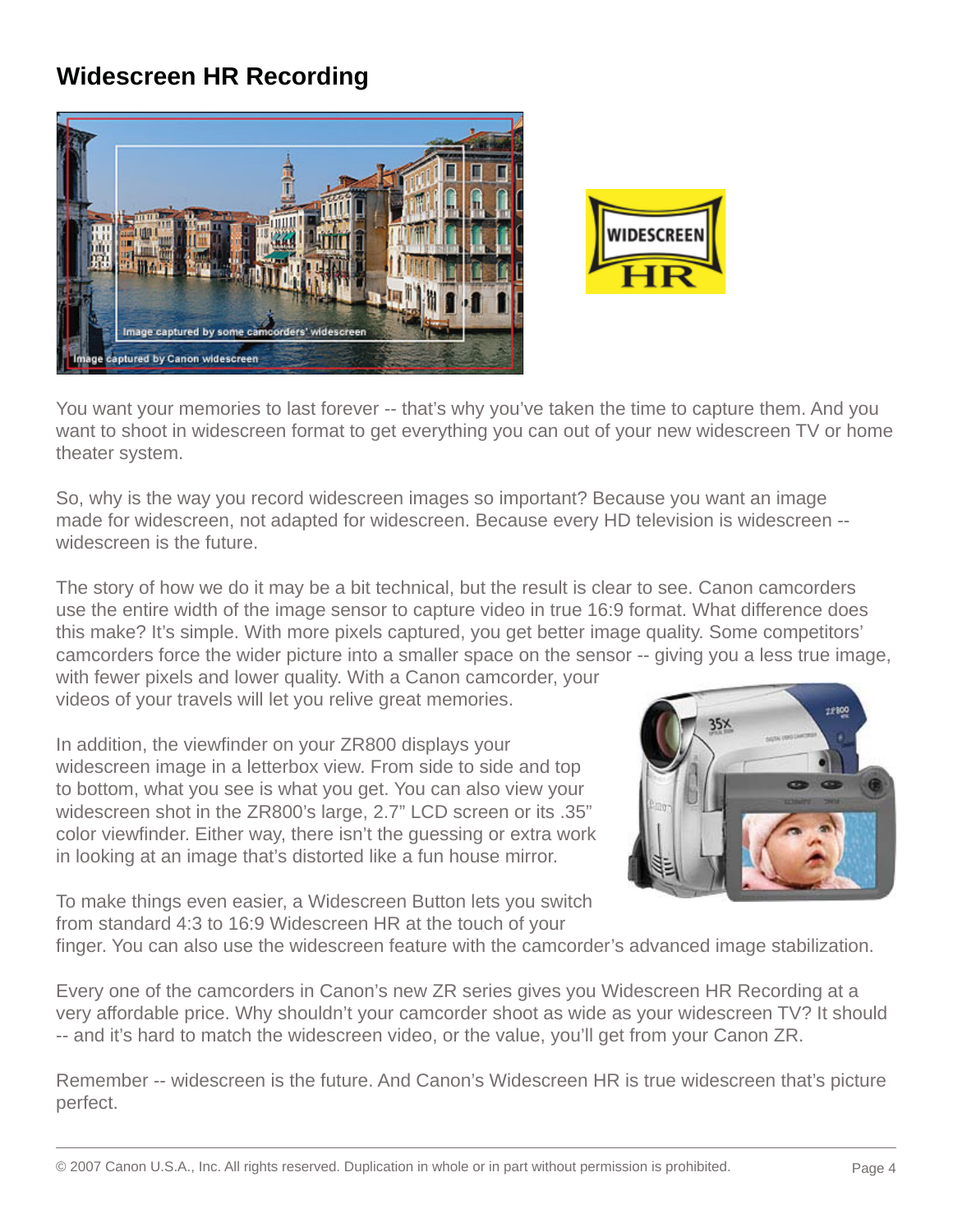## Widescreen HR Recording

You want your memories to last forever -- that's why you've taken the time to capture them. And you want to shoot in widescreen format to get everything you can out of your new widescreen TV or home theater system.

So, why is the way you record widescreen images so important? Because you want an image made for widescreen, not adapted for widescreen. Because every HD television is widescreen -- widescreen is the future.

The story of how we do it may be a bit technical, but the result is clear to see. Canon camcorders use the entire width of the image sensor to capture video in true 16:9 format. What difference does this make? It's simple. With more pixels captured, you get better image quality. Some competitors' camcorders force the wider picture into a smaller space on the sensor -- giving you a less true image, with fewer pixels and lower quality. With a Canon camcorder, your videos of your travels will let you relive great memories.

In addition, the viewfinder on your ZR800 displays your widescreen image in a letterbox view. From side to side and top to bottom, what you see is what you get. You can also view your widescreen shot in the ZR800's large, 2.7" LCD screen or its .35" color viewfinder. Either way, there isn't the guessing or extra work in looking at an image that's distorted like a fun house mirror.

To make things even easier, a Widescreen Button lets you switch from standard 4:3 to 16:9 Widescreen HR at the touch of your finger. You can also use the widescreen feature with the camcorder's advanced image stabilization.

Every one of the camcorders in Canon's new ZR series gives you Widescreen HR Recording at a very affordable price. Why shouldn't your camcorder shoot as wide as your widescreen TV? It should -- and it's hard to match the widescreen video, or the value, you'll get from your Canon ZR.

Remember -- widescreen is the future. And Canon's Widescreen HR is true widescreen that's picture perfect.

© 2007 Canon U.S.A., Inc. All rights reserved. Duplication in whole or in part without permission is prohibited.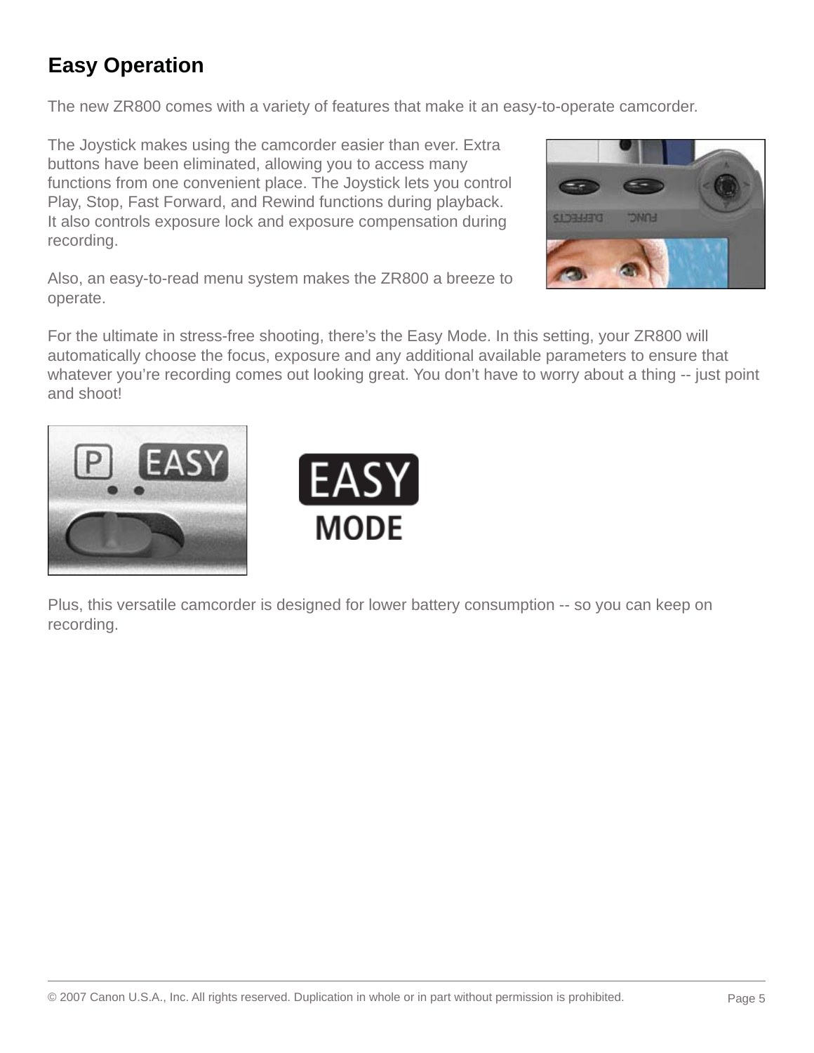## Easy Operation

The new ZR800 comes with a variety of features that make it an easy-to-operate camcorder.

The Joystick makes using the camcorder easier than ever. Extra buttons have been eliminated, allowing you to access many functions from one convenient place. The Joystick lets you control Play, Stop, Fast Forward, and Rewind functions during playback. It also controls exposure lock and exposure compensation during recording.

Also, an easy-to-read menu system makes the ZR800 a breeze to operate.

For the ultimate in stress-free shooting, there's the Easy Mode. In this setting, your ZR800 will automatically choose the focus, exposure and any additional available parameters to ensure that whatever you're recording comes out looking great. You don't have to worry about a thing -- just point and shoot!

Plus, this versatile camcorder is designed for lower battery consumption -- so you can keep on recording.

© 2007 Canon U.S.A., Inc. All rights reserved. Duplication in whole or in part without permission is prohibited.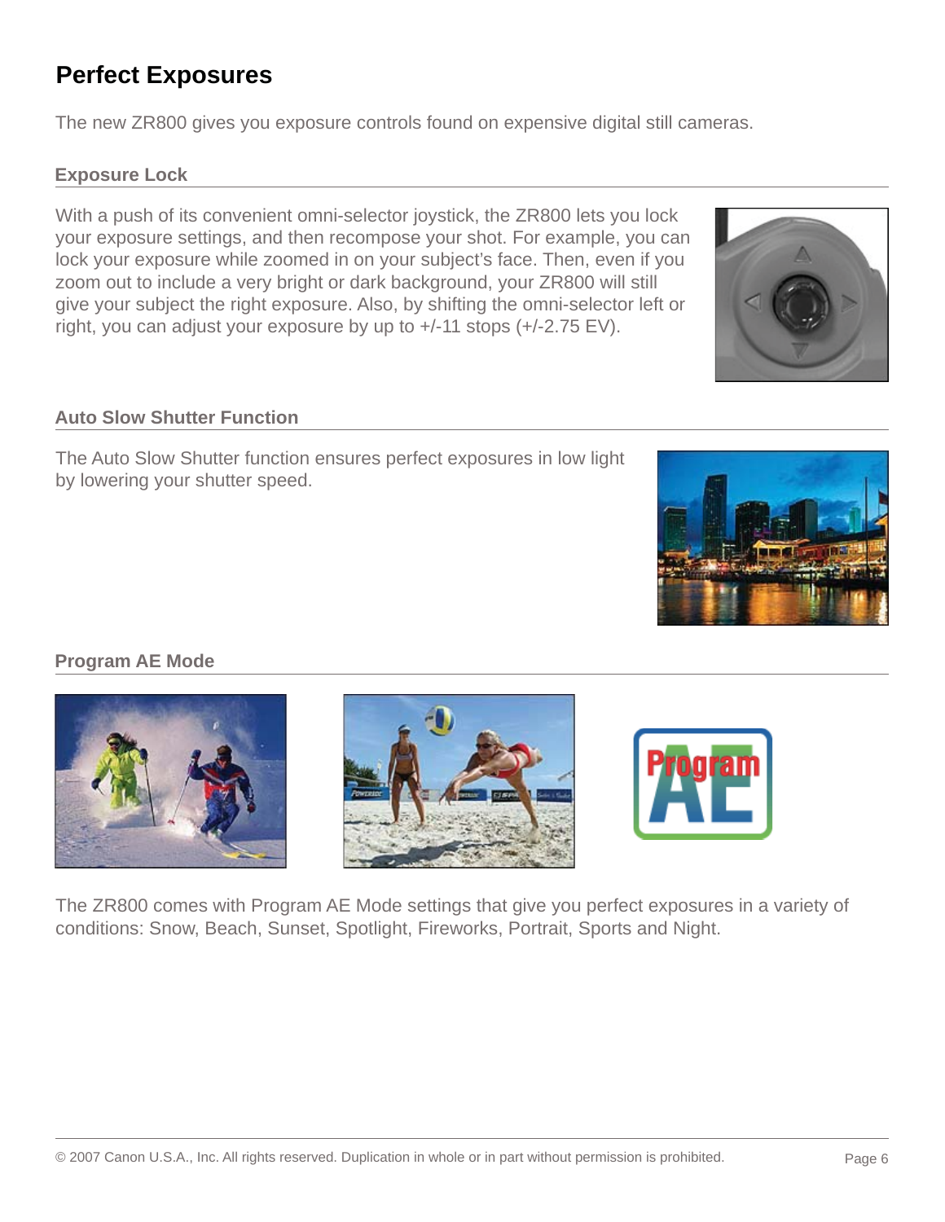# Perfect Exposures

The new ZR800 gives you exposure controls found on expensive digital still cameras.

## Exposure Lock

With a push of its convenient omni-selector joystick, the ZR800 lets you lock your exposure settings, and then recompose your shot. For example, you can lock your exposure while zoomed in on your subject's face. Then, even if you zoom out to include a very bright or dark background, your ZR800 will still give your subject the right exposure. Also, by shifting the omni-selector left or right, you can adjust your exposure by up to +/-11 stops (+/-2.75 EV).

## Auto Slow Shutter Function

The Auto Slow Shutter function ensures perfect exposures in low light by lowering your shutter speed.

## Program AE Mode

The ZR800 comes with Program AE Mode settings that give you perfect exposures in a variety of conditions: Snow, Beach, Sunset, Spotlight, Fireworks, Portrait, Sports and Night.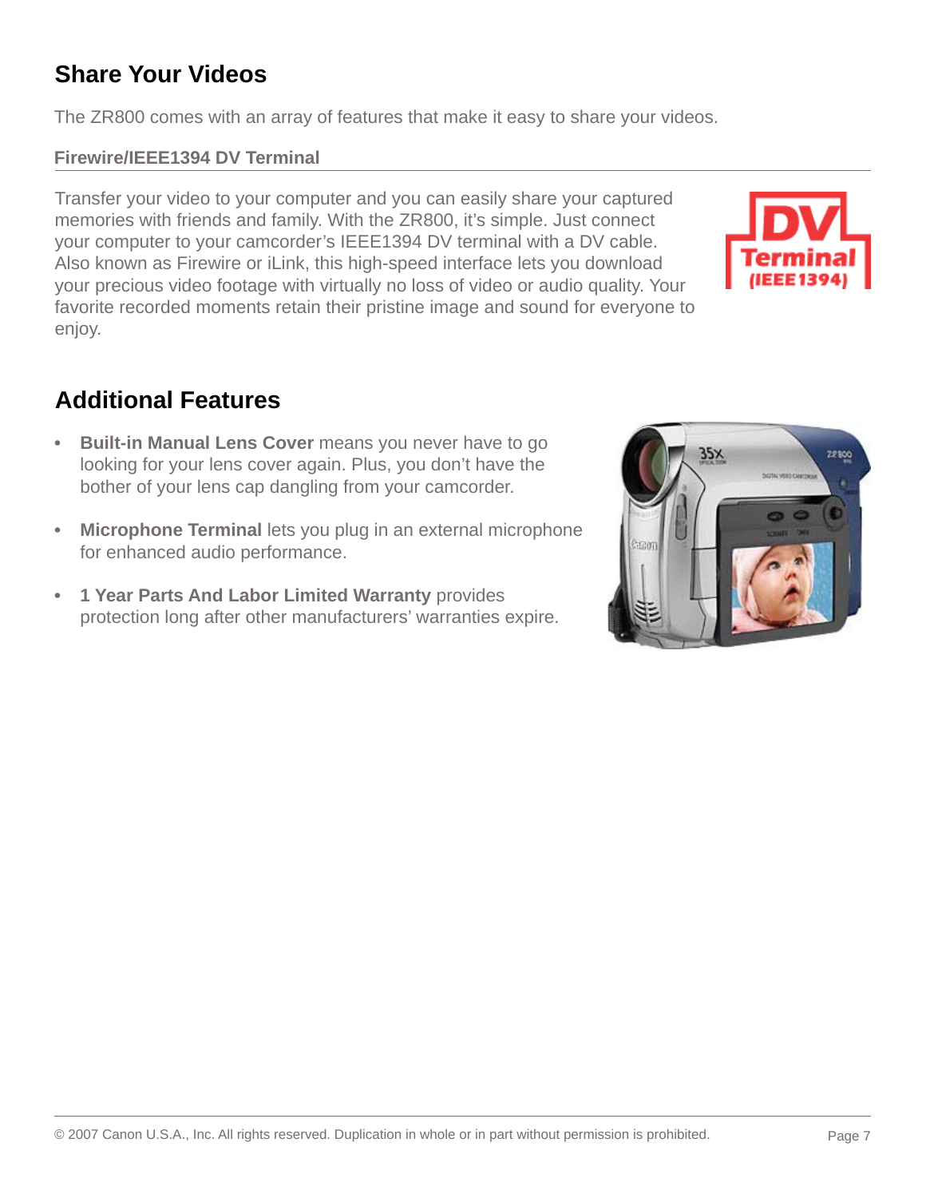## Share Your Videos

The ZR800 comes with an array of features that make it easy to share your videos.

### Firewire/IEEE1394 DV Terminal

Transfer your video to your computer and you can easily share your captured memories with friends and family. With the ZR800, it's simple. Just connect your computer to your camcorder's IEEE1394 DV terminal with a DV cable. Also known as Firewire or iLink, this high-speed interface lets you download your precious video footage with virtually no loss of video or audio quality. Your favorite recorded moments retain their pristine image and sound for everyone to enjoy.

## Additional Features

- **Built-in Manual Lens Cover** means you never have to go looking for your lens cover again. Plus, you don't have the bother of your lens cap dangling from your camcorder.
- **Microphone Terminal** lets you plug in an external microphone for enhanced audio performance.
- **1 Year Parts And Labor Limited Warranty** provides protection long after other manufacturers' warranties expire.

© 2007 Canon U.S.A., Inc. All rights reserved. Duplication in whole or in part without permission is prohibited.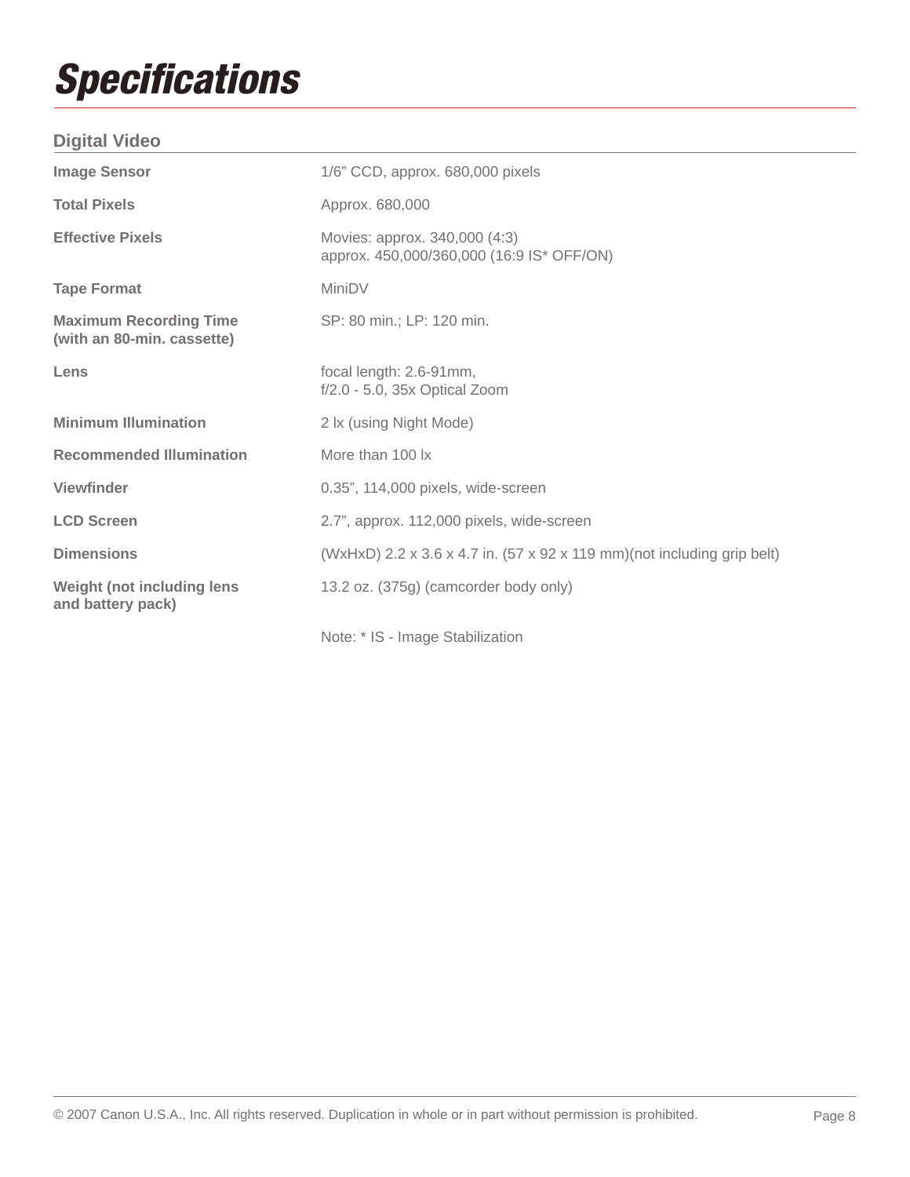# Specifications

## Digital Video

| | |
|---|---|
| **Image Sensor** | 1/6” CCD, approx. 680,000 pixels |
| **Total Pixels** | Approx. 680,000 |
| **Effective Pixels** | Movies: approx. 340,000 (4:3)<br>approx. 450,000/360,000 (16:9 IS* OFF/ON) |
| **Tape Format** | MiniDV |
| **Maximum Recording Time (with an 80-min. cassette)** | SP: 80 min.; LP: 120 min. |
| **Lens** | focal length: 2.6-91mm,<br>f/2.0 - 5.0, 35x Optical Zoom |
| **Minimum Illumination** | 2 lx (using Night Mode) |
| **Recommended Illumination** | More than 100 lx |
| **Viewfinder** | 0.35”, 114,000 pixels, wide-screen |
| **LCD Screen** | 2.7”, approx. 112,000 pixels, wide-screen |
| **Dimensions** | (WxHxD) 2.2 x 3.6 x 4.7 in. (57 x 92 x 119 mm)(not including grip belt) |
| **Weight (not including lens and battery pack)** | 13.2 oz. (375g) (camcorder body only) |

Note: * IS - Image Stabilization

© 2007 Canon U.S.A., Inc. All rights reserved. Duplication in whole or in part without permission is prohibited.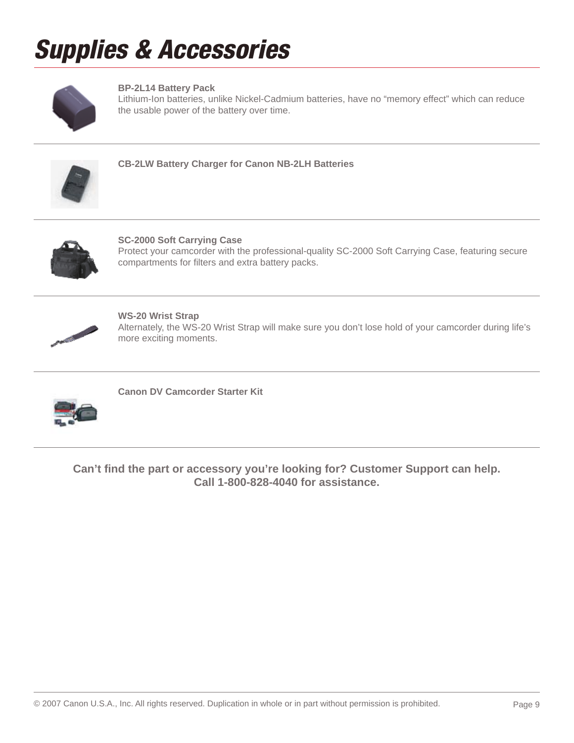# Supplies & Accessories

**BP-2L14 Battery Pack**
Lithium-Ion batteries, unlike Nickel-Cadmium batteries, have no “memory effect” which can reduce the usable power of the battery over time.

---

**CB-2LW Battery Charger for Canon NB-2LH Batteries**

---

**SC-2000 Soft Carrying Case**
Protect your camcorder with the professional-quality SC-2000 Soft Carrying Case, featuring secure compartments for filters and extra battery packs.

---

**WS-20 Wrist Strap**
Alternately, the WS-20 Wrist Strap will make sure you don’t lose hold of your camcorder during life’s more exciting moments.

---

**Canon DV Camcorder Starter Kit**

---

**Can’t find the part or accessory you’re looking for? Customer Support can help.
Call 1-800-828-4040 for assistance.**

© 2007 Canon U.S.A., Inc. All rights reserved. Duplication in whole or in part without permission is prohibited.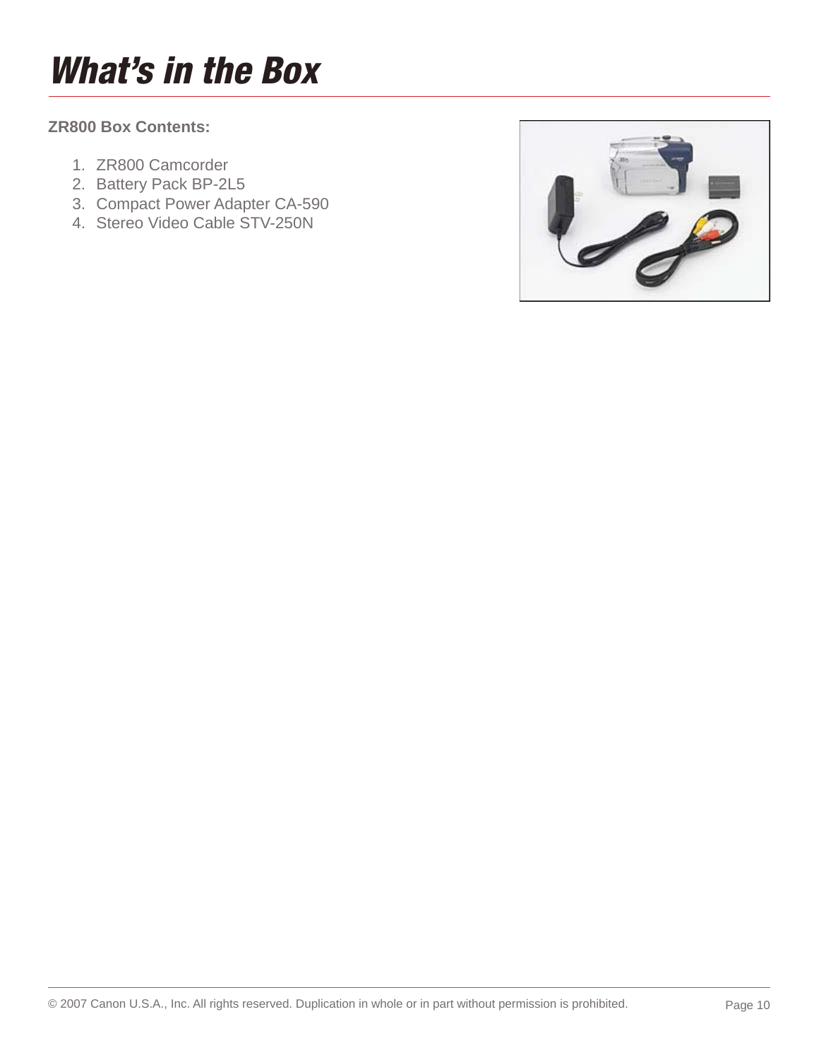# What's in the Box

**ZR800 Box Contents:**

1. ZR800 Camcorder
2. Battery Pack BP-2L5
3. Compact Power Adapter CA-590
4. Stereo Video Cable STV-250N

© 2007 Canon U.S.A., Inc. All rights reserved. Duplication in whole or in part without permission is prohibited.